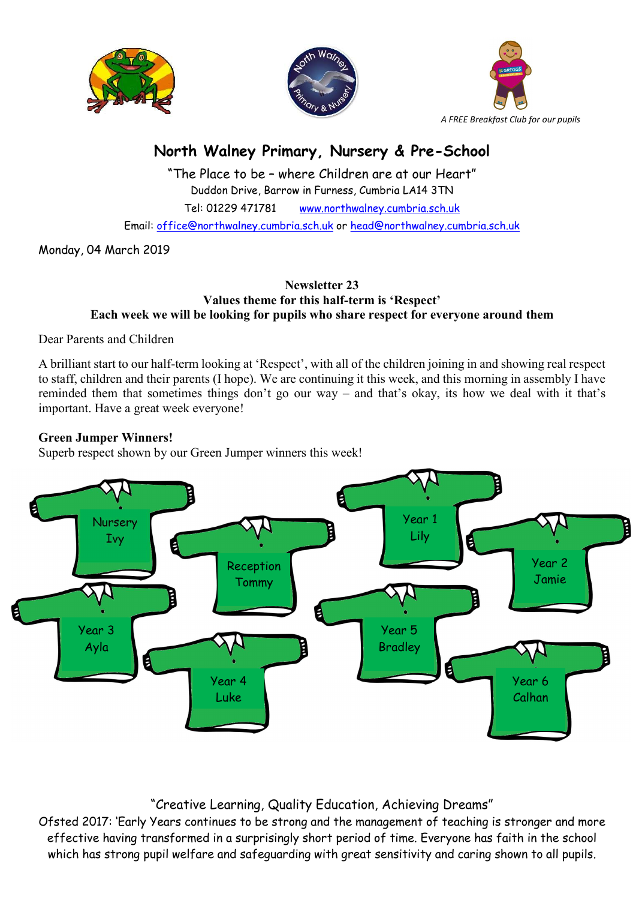*A FREE Breakfast Club for our pupils*

# North Walney Primary, Nursery & Pre-School

"The Place to be – where Children are at our Heart"

Duddon Drive, Barrow in Furness, Cumbria LA14 3TN

Tel: 01229 471781 www.northwalney.cumbria.sch.uk

Email: office@northwalney.cumbria.sch.uk or head@northwalney.cumbria.sch.uk

Monday, 04 March 2019

**Newsletter 23**
**Values theme for this half-term is 'Respect'**
**Each week we will be looking for pupils who share respect for everyone around them**

Dear Parents and Children

A brilliant start to our half-term looking at 'Respect', with all of the children joining in and showing real respect to staff, children and their parents (I hope). We are continuing it this week, and this morning in assembly I have reminded them that sometimes things don't go our way – and that's okay, its how we deal with it that's important. Have a great week everyone!

**Green Jumper Winners!**

Superb respect shown by our Green Jumper winners this week!

- Nursery Ivy
- Reception Tommy
- Year 1 Lily
- Year 2 Jamie
- Year 3 Ayla
- Year 4 Luke
- Year 5 Bradley
- Year 6 Calhan

"Creative Learning, Quality Education, Achieving Dreams"

Ofsted 2017: 'Early Years continues to be strong and the management of teaching is stronger and more effective having transformed in a surprisingly short period of time. Everyone has faith in the school which has strong pupil welfare and safeguarding with great sensitivity and caring shown to all pupils.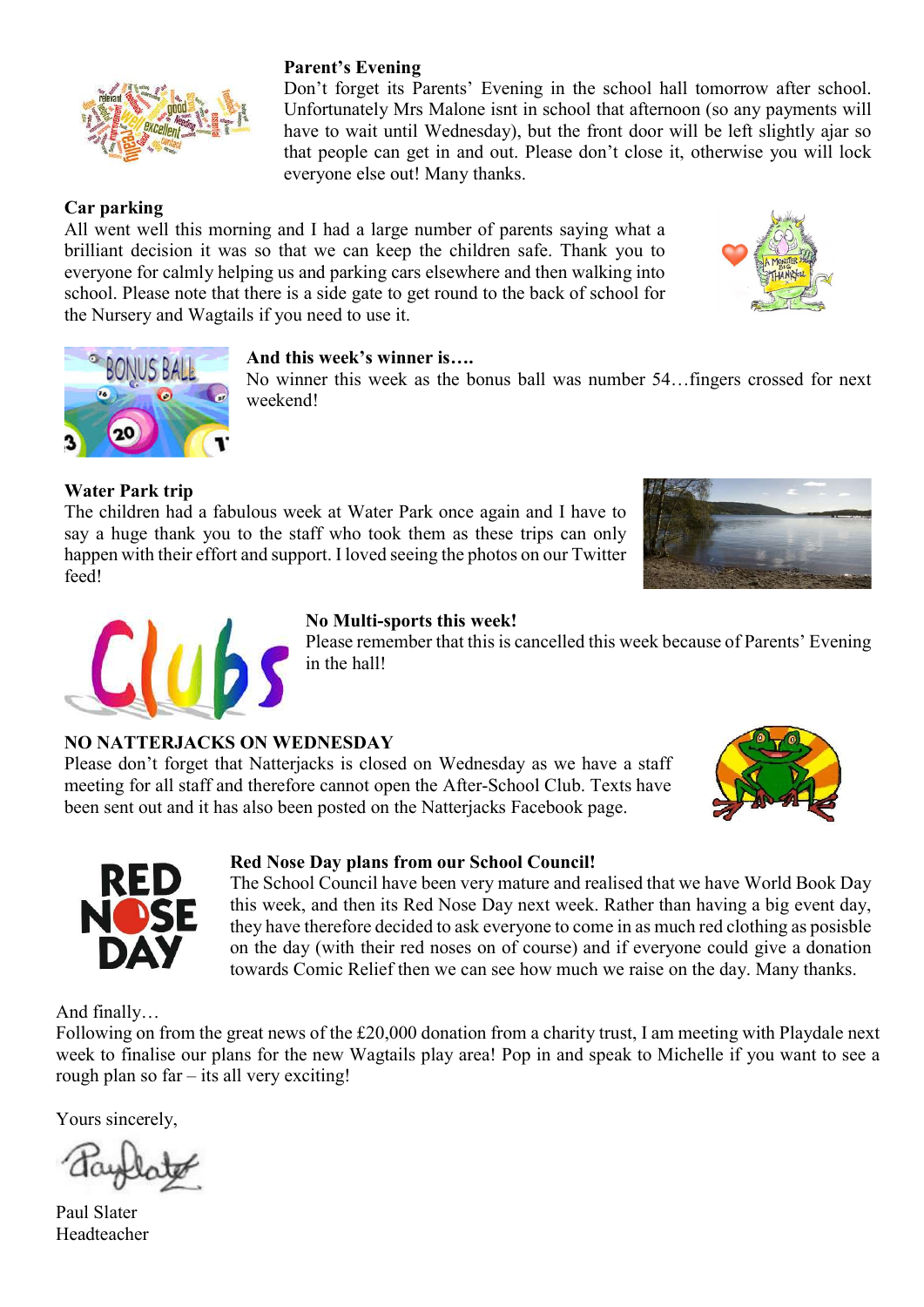**Parent's Evening**

Don't forget its Parents' Evening in the school hall tomorrow after school. Unfortunately Mrs Malone isnt in school that afternoon (so any payments will have to wait until Wednesday), but the front door will be left slightly ajar so that people can get in and out. Please don't close it, otherwise you will lock everyone else out! Many thanks.

**Car parking**

All went well this morning and I had a large number of parents saying what a brilliant decision it was so that we can keep the children safe. Thank you to everyone for calmly helping us and parking cars elsewhere and then walking into school. Please note that there is a side gate to get round to the back of school for the Nursery and Wagtails if you need to use it.

**And this week's winner is….**

No winner this week as the bonus ball was number 54…fingers crossed for next weekend!

**Water Park trip**

The children had a fabulous week at Water Park once again and I have to say a huge thank you to the staff who took them as these trips can only happen with their effort and support. I loved seeing the photos on our Twitter feed!

**No Multi-sports this week!**

Please remember that this is cancelled this week because of Parents' Evening in the hall!

**NO NATTERJACKS ON WEDNESDAY**

Please don't forget that Natterjacks is closed on Wednesday as we have a staff meeting for all staff and therefore cannot open the After-School Club. Texts have been sent out and it has also been posted on the Natterjacks Facebook page.

**Red Nose Day plans from our School Council!**

The School Council have been very mature and realised that we have World Book Day this week, and then its Red Nose Day next week. Rather than having a big event day, they have therefore decided to ask everyone to come in as much red clothing as posisble on the day (with their red noses on of course) and if everyone could give a donation towards Comic Relief then we can see how much we raise on the day. Many thanks.

And finally…

Following on from the great news of the £20,000 donation from a charity trust, I am meeting with Playdale next week to finalise our plans for the new Wagtails play area! Pop in and speak to Michelle if you want to see a rough plan so far – its all very exciting!

Yours sincerely,

Paul Slater
Headteacher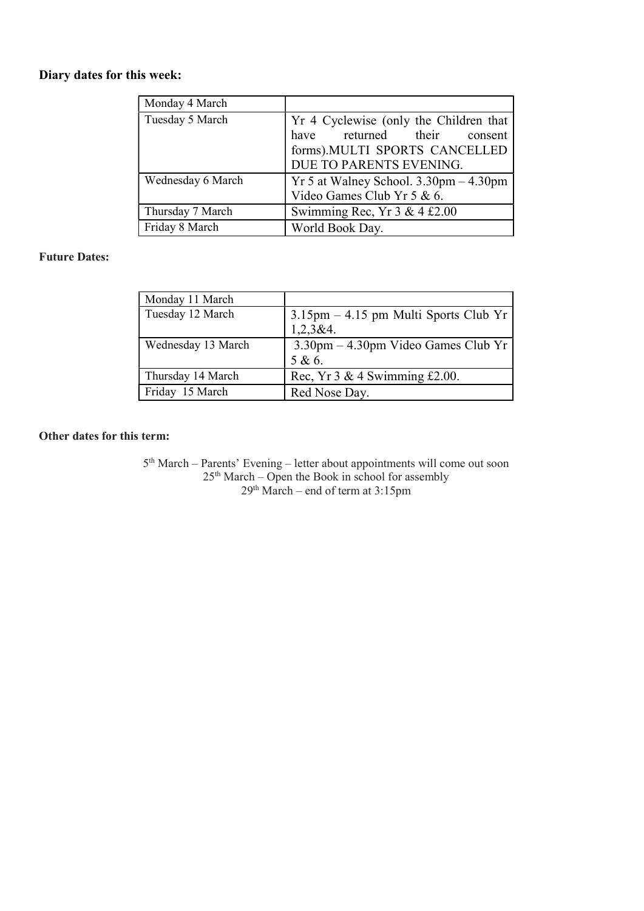**Diary dates for this week:**

| | |
|---|---|
| Monday 4 March | |
| Tuesday 5 March | Yr 4 Cyclewise (only the Children that have returned their consent forms).MULTI SPORTS CANCELLED DUE TO PARENTS EVENING. |
| Wednesday 6 March | Yr 5 at Walney School. 3.30pm – 4.30pm Video Games Club Yr 5 & 6. |
| Thursday 7 March | Swimming Rec, Yr 3 & 4 £2.00 |
| Friday 8 March | World Book Day. |

**Future Dates:**

| | |
|---|---|
| Monday 11 March | |
| Tuesday 12 March | 3.15pm – 4.15 pm Multi Sports Club Yr 1,2,3&4. |
| Wednesday 13 March | 3.30pm – 4.30pm Video Games Club Yr 5 & 6. |
| Thursday 14 March | Rec, Yr 3 & 4 Swimming £2.00. |
| Friday 15 March | Red Nose Day. |

**Other dates for this term:**

5th March – Parents' Evening – letter about appointments will come out soon
25th March – Open the Book in school for assembly
29th March – end of term at 3:15pm